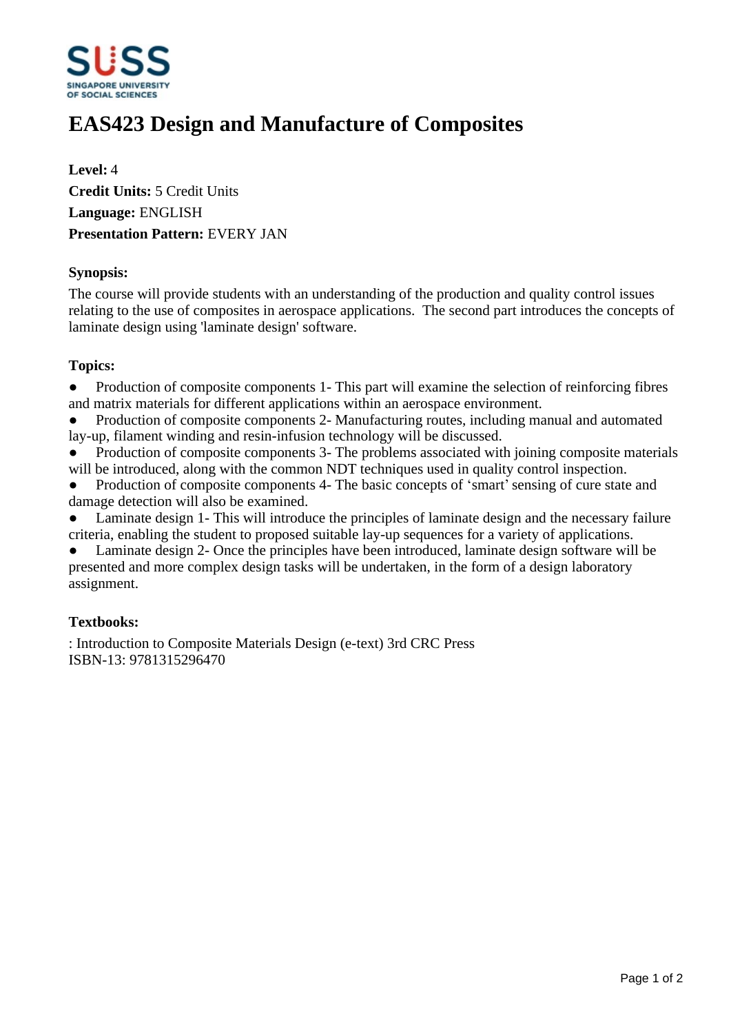# EAS423 Design and Manufacture of Composites

**Level:** 4
**Credit Units:** 5 Credit Units
**Language:** ENGLISH
**Presentation Pattern:** EVERY JAN

### Synopsis:

The course will provide students with an understanding of the production and quality control issues relating to the use of composites in aerospace applications. The second part introduces the concepts of laminate design using 'laminate design' software.

### Topics:

- Production of composite components 1- This part will examine the selection of reinforcing fibres and matrix materials for different applications within an aerospace environment.
- Production of composite components 2- Manufacturing routes, including manual and automated lay-up, filament winding and resin-infusion technology will be discussed.
- Production of composite components 3- The problems associated with joining composite materials will be introduced, along with the common NDT techniques used in quality control inspection.
- Production of composite components 4- The basic concepts of 'smart' sensing of cure state and damage detection will also be examined.
- Laminate design 1- This will introduce the principles of laminate design and the necessary failure criteria, enabling the student to proposed suitable lay-up sequences for a variety of applications.
- Laminate design 2- Once the principles have been introduced, laminate design software will be presented and more complex design tasks will be undertaken, in the form of a design laboratory assignment.

### Textbooks:

: Introduction to Composite Materials Design (e-text) 3rd CRC Press
ISBN-13: 9781315296470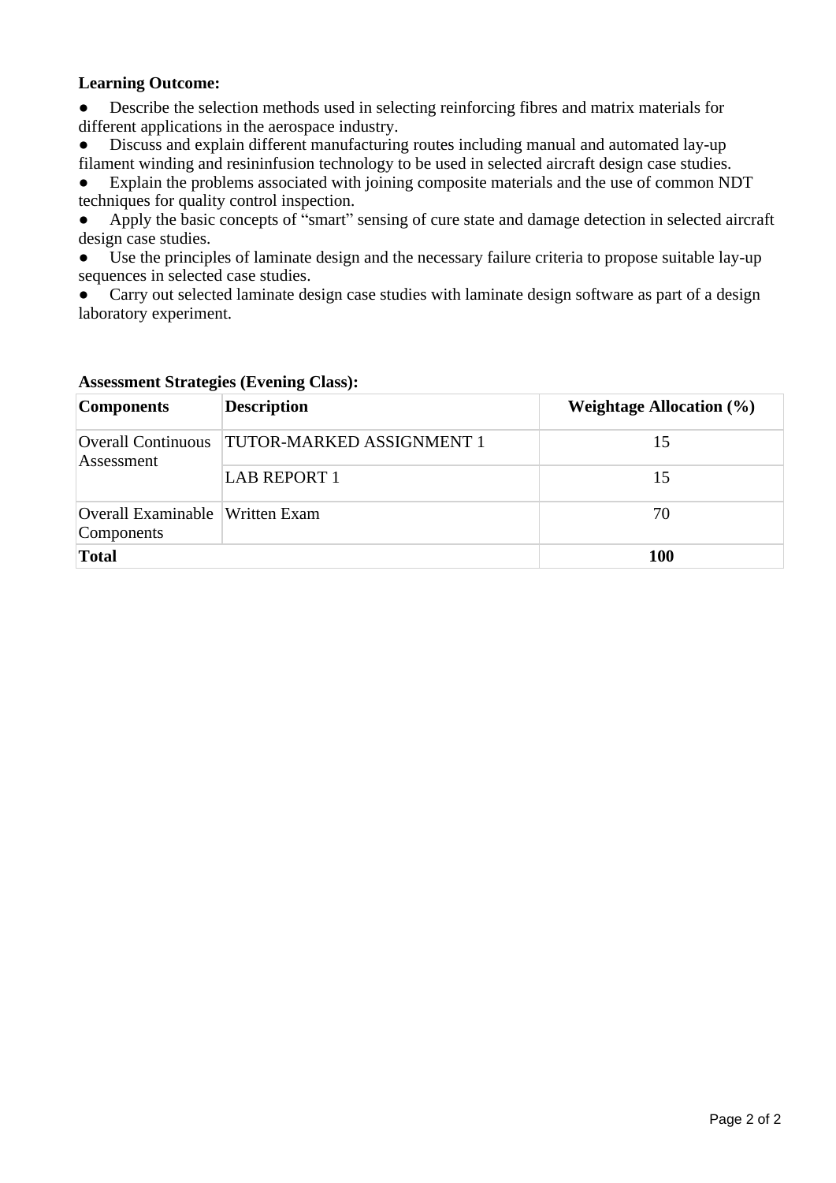**Learning Outcome:**

- Describe the selection methods used in selecting reinforcing fibres and matrix materials for different applications in the aerospace industry.
- Discuss and explain different manufacturing routes including manual and automated lay-up filament winding and resininfusion technology to be used in selected aircraft design case studies.
- Explain the problems associated with joining composite materials and the use of common NDT techniques for quality control inspection.
- Apply the basic concepts of "smart" sensing of cure state and damage detection in selected aircraft design case studies.
- Use the principles of laminate design and the necessary failure criteria to propose suitable lay-up sequences in selected case studies.
- Carry out selected laminate design case studies with laminate design software as part of a design laboratory experiment.

**Assessment Strategies (Evening Class):**

| **Components** | **Description** | **Weightage Allocation (%)** |
|---|---|---|
| Overall Continuous Assessment | TUTOR-MARKED ASSIGNMENT 1 | 15 |
| | LAB REPORT 1 | 15 |
| Overall Examinable Components | Written Exam | 70 |
| **Total** | | **100** |